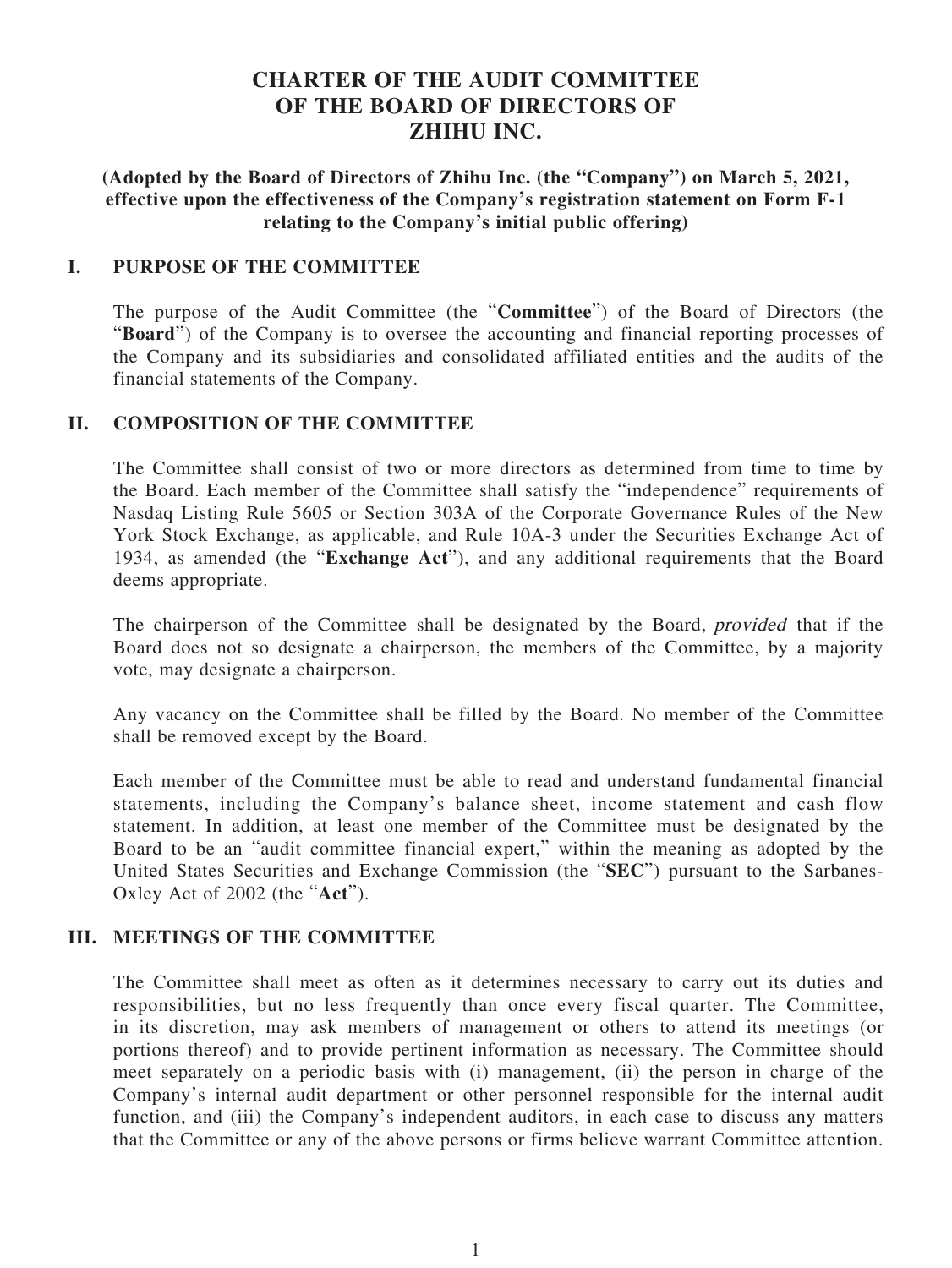# CHARTER OF THE AUDIT COMMITTEE OF THE BOARD OF DIRECTORS OF ZHIHU INC.

**(Adopted by the Board of Directors of Zhihu Inc. (the "Company") on March 5, 2021, effective upon the effectiveness of the Company's registration statement on Form F-1 relating to the Company's initial public offering)**

## I. PURPOSE OF THE COMMITTEE

The purpose of the Audit Committee (the "**Committee**") of the Board of Directors (the "**Board**") of the Company is to oversee the accounting and financial reporting processes of the Company and its subsidiaries and consolidated affiliated entities and the audits of the financial statements of the Company.

## II. COMPOSITION OF THE COMMITTEE

The Committee shall consist of two or more directors as determined from time to time by the Board. Each member of the Committee shall satisfy the "independence" requirements of Nasdaq Listing Rule 5605 or Section 303A of the Corporate Governance Rules of the New York Stock Exchange, as applicable, and Rule 10A-3 under the Securities Exchange Act of 1934, as amended (the "**Exchange Act**"), and any additional requirements that the Board deems appropriate.

The chairperson of the Committee shall be designated by the Board, *provided* that if the Board does not so designate a chairperson, the members of the Committee, by a majority vote, may designate a chairperson.

Any vacancy on the Committee shall be filled by the Board. No member of the Committee shall be removed except by the Board.

Each member of the Committee must be able to read and understand fundamental financial statements, including the Company's balance sheet, income statement and cash flow statement. In addition, at least one member of the Committee must be designated by the Board to be an "audit committee financial expert," within the meaning as adopted by the United States Securities and Exchange Commission (the "**SEC**") pursuant to the Sarbanes-Oxley Act of 2002 (the "**Act**").

## III. MEETINGS OF THE COMMITTEE

The Committee shall meet as often as it determines necessary to carry out its duties and responsibilities, but no less frequently than once every fiscal quarter. The Committee, in its discretion, may ask members of management or others to attend its meetings (or portions thereof) and to provide pertinent information as necessary. The Committee should meet separately on a periodic basis with (i) management, (ii) the person in charge of the Company's internal audit department or other personnel responsible for the internal audit function, and (iii) the Company's independent auditors, in each case to discuss any matters that the Committee or any of the above persons or firms believe warrant Committee attention.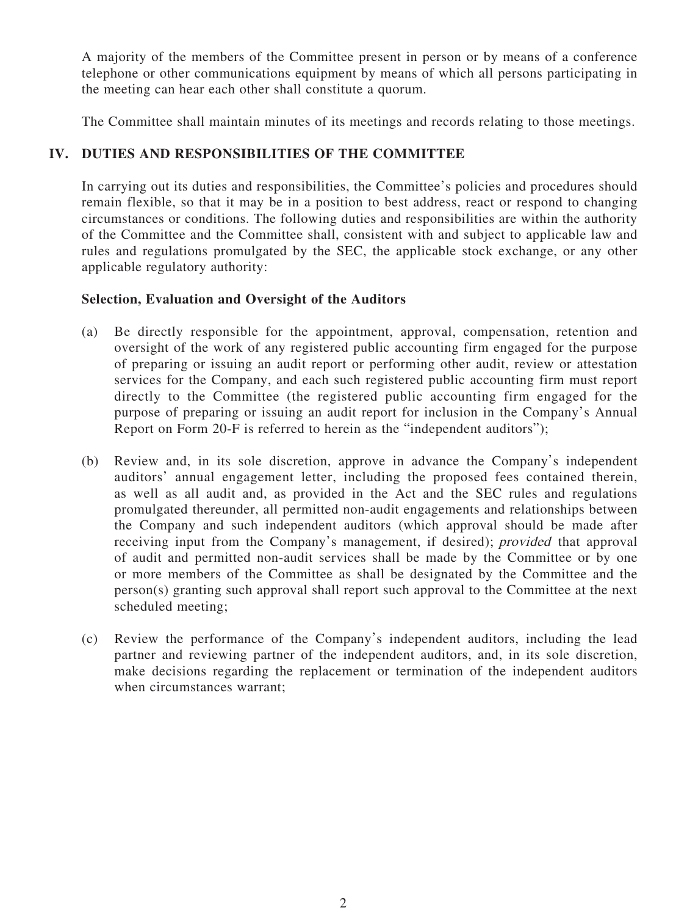A majority of the members of the Committee present in person or by means of a conference telephone or other communications equipment by means of which all persons participating in the meeting can hear each other shall constitute a quorum.

The Committee shall maintain minutes of its meetings and records relating to those meetings.

## IV. DUTIES AND RESPONSIBILITIES OF THE COMMITTEE

In carrying out its duties and responsibilities, the Committee's policies and procedures should remain flexible, so that it may be in a position to best address, react or respond to changing circumstances or conditions. The following duties and responsibilities are within the authority of the Committee and the Committee shall, consistent with and subject to applicable law and rules and regulations promulgated by the SEC, the applicable stock exchange, or any other applicable regulatory authority:

### Selection, Evaluation and Oversight of the Auditors

(a) Be directly responsible for the appointment, approval, compensation, retention and oversight of the work of any registered public accounting firm engaged for the purpose of preparing or issuing an audit report or performing other audit, review or attestation services for the Company, and each such registered public accounting firm must report directly to the Committee (the registered public accounting firm engaged for the purpose of preparing or issuing an audit report for inclusion in the Company's Annual Report on Form 20-F is referred to herein as the "independent auditors");

(b) Review and, in its sole discretion, approve in advance the Company's independent auditors' annual engagement letter, including the proposed fees contained therein, as well as all audit and, as provided in the Act and the SEC rules and regulations promulgated thereunder, all permitted non-audit engagements and relationships between the Company and such independent auditors (which approval should be made after receiving input from the Company's management, if desired); *provided* that approval of audit and permitted non-audit services shall be made by the Committee or by one or more members of the Committee as shall be designated by the Committee and the person(s) granting such approval shall report such approval to the Committee at the next scheduled meeting;

(c) Review the performance of the Company's independent auditors, including the lead partner and reviewing partner of the independent auditors, and, in its sole discretion, make decisions regarding the replacement or termination of the independent auditors when circumstances warrant;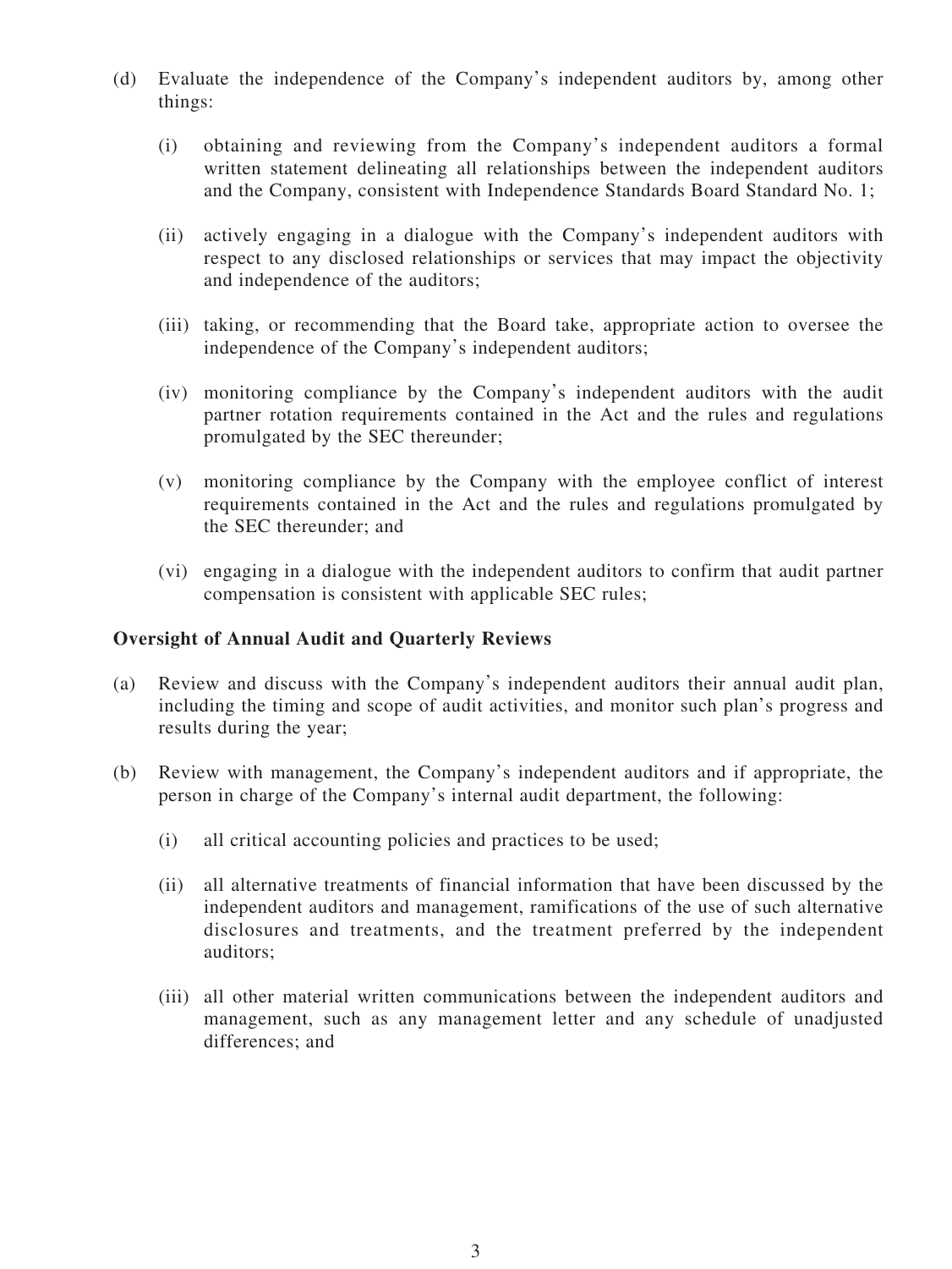(d) Evaluate the independence of the Company's independent auditors by, among other things:

  (i) obtaining and reviewing from the Company's independent auditors a formal written statement delineating all relationships between the independent auditors and the Company, consistent with Independence Standards Board Standard No. 1;

  (ii) actively engaging in a dialogue with the Company's independent auditors with respect to any disclosed relationships or services that may impact the objectivity and independence of the auditors;

  (iii) taking, or recommending that the Board take, appropriate action to oversee the independence of the Company's independent auditors;

  (iv) monitoring compliance by the Company's independent auditors with the audit partner rotation requirements contained in the Act and the rules and regulations promulgated by the SEC thereunder;

  (v) monitoring compliance by the Company with the employee conflict of interest requirements contained in the Act and the rules and regulations promulgated by the SEC thereunder; and

  (vi) engaging in a dialogue with the independent auditors to confirm that audit partner compensation is consistent with applicable SEC rules;

**Oversight of Annual Audit and Quarterly Reviews**

(a) Review and discuss with the Company's independent auditors their annual audit plan, including the timing and scope of audit activities, and monitor such plan's progress and results during the year;

(b) Review with management, the Company's independent auditors and if appropriate, the person in charge of the Company's internal audit department, the following:

  (i) all critical accounting policies and practices to be used;

  (ii) all alternative treatments of financial information that have been discussed by the independent auditors and management, ramifications of the use of such alternative disclosures and treatments, and the treatment preferred by the independent auditors;

  (iii) all other material written communications between the independent auditors and management, such as any management letter and any schedule of unadjusted differences; and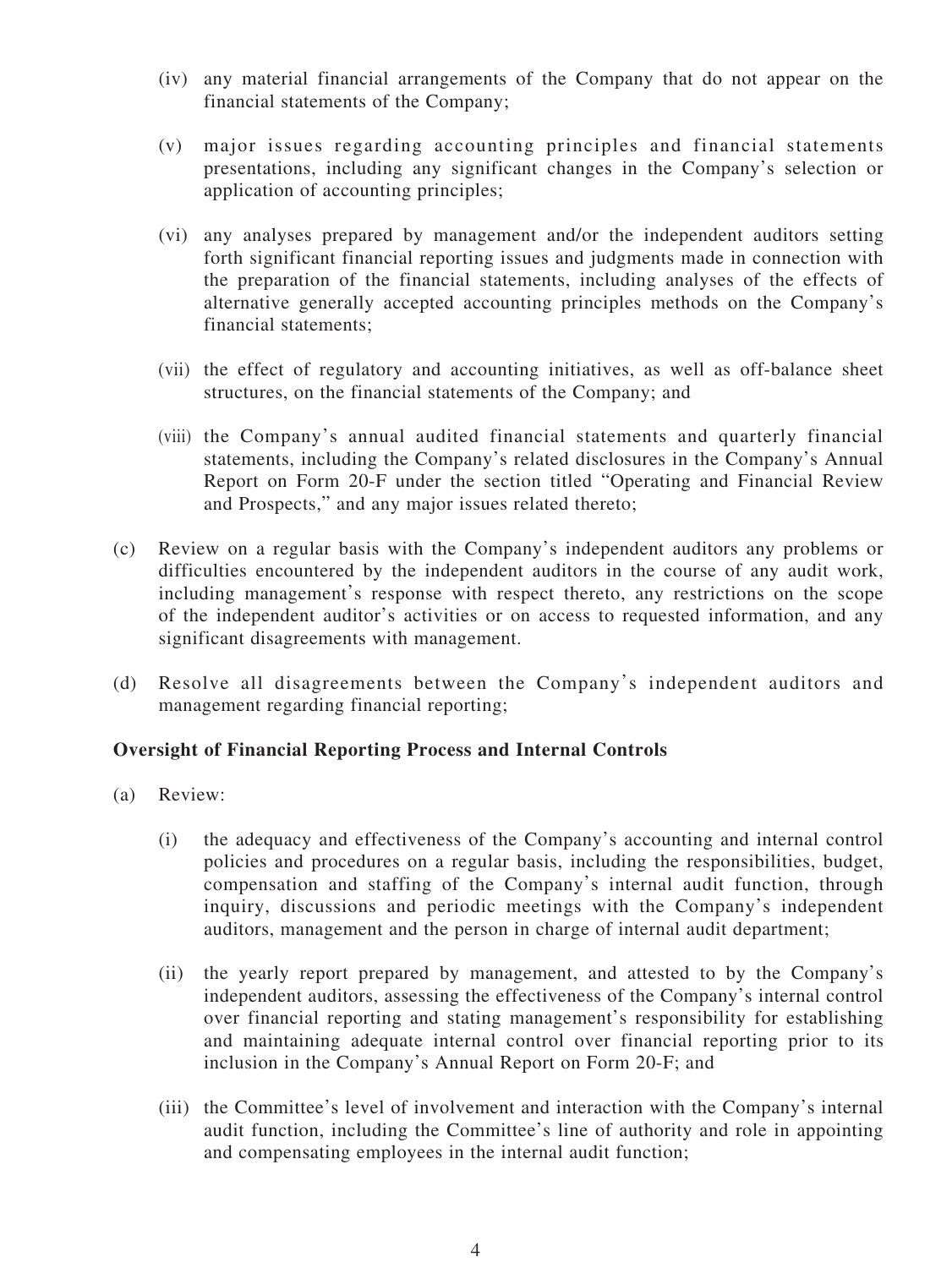(iv) any material financial arrangements of the Company that do not appear on the financial statements of the Company;

(v) major issues regarding accounting principles and financial statements presentations, including any significant changes in the Company's selection or application of accounting principles;

(vi) any analyses prepared by management and/or the independent auditors setting forth significant financial reporting issues and judgments made in connection with the preparation of the financial statements, including analyses of the effects of alternative generally accepted accounting principles methods on the Company's financial statements;

(vii) the effect of regulatory and accounting initiatives, as well as off-balance sheet structures, on the financial statements of the Company; and

(viii) the Company's annual audited financial statements and quarterly financial statements, including the Company's related disclosures in the Company's Annual Report on Form 20-F under the section titled "Operating and Financial Review and Prospects," and any major issues related thereto;

(c) Review on a regular basis with the Company's independent auditors any problems or difficulties encountered by the independent auditors in the course of any audit work, including management's response with respect thereto, any restrictions on the scope of the independent auditor's activities or on access to requested information, and any significant disagreements with management.

(d) Resolve all disagreements between the Company's independent auditors and management regarding financial reporting;

**Oversight of Financial Reporting Process and Internal Controls**

(a) Review:

(i) the adequacy and effectiveness of the Company's accounting and internal control policies and procedures on a regular basis, including the responsibilities, budget, compensation and staffing of the Company's internal audit function, through inquiry, discussions and periodic meetings with the Company's independent auditors, management and the person in charge of internal audit department;

(ii) the yearly report prepared by management, and attested to by the Company's independent auditors, assessing the effectiveness of the Company's internal control over financial reporting and stating management's responsibility for establishing and maintaining adequate internal control over financial reporting prior to its inclusion in the Company's Annual Report on Form 20-F; and

(iii) the Committee's level of involvement and interaction with the Company's internal audit function, including the Committee's line of authority and role in appointing and compensating employees in the internal audit function;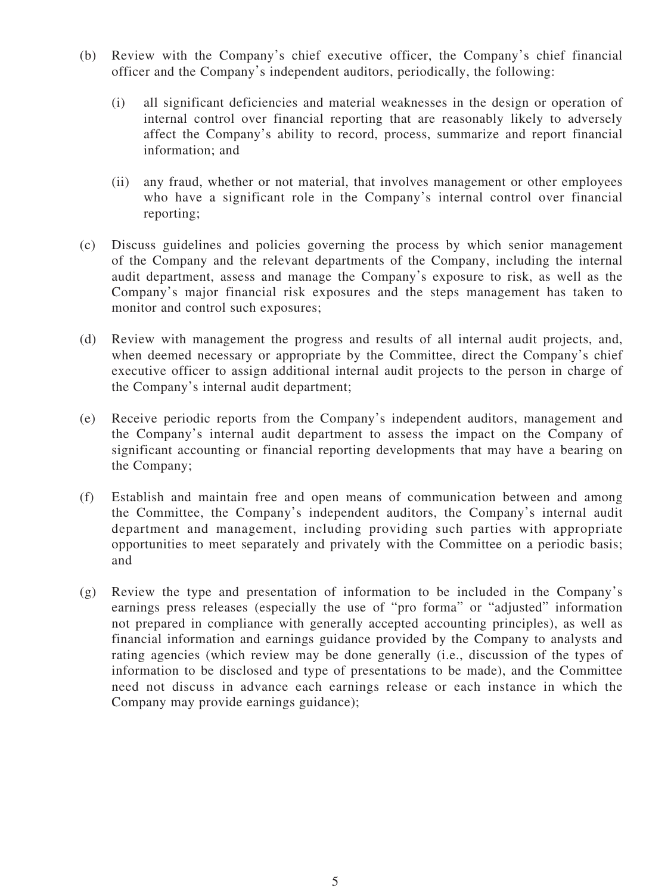(b) Review with the Company's chief executive officer, the Company's chief financial officer and the Company's independent auditors, periodically, the following:

    (i) all significant deficiencies and material weaknesses in the design or operation of internal control over financial reporting that are reasonably likely to adversely affect the Company's ability to record, process, summarize and report financial information; and

    (ii) any fraud, whether or not material, that involves management or other employees who have a significant role in the Company's internal control over financial reporting;

(c) Discuss guidelines and policies governing the process by which senior management of the Company and the relevant departments of the Company, including the internal audit department, assess and manage the Company's exposure to risk, as well as the Company's major financial risk exposures and the steps management has taken to monitor and control such exposures;

(d) Review with management the progress and results of all internal audit projects, and, when deemed necessary or appropriate by the Committee, direct the Company's chief executive officer to assign additional internal audit projects to the person in charge of the Company's internal audit department;

(e) Receive periodic reports from the Company's independent auditors, management and the Company's internal audit department to assess the impact on the Company of significant accounting or financial reporting developments that may have a bearing on the Company;

(f) Establish and maintain free and open means of communication between and among the Committee, the Company's independent auditors, the Company's internal audit department and management, including providing such parties with appropriate opportunities to meet separately and privately with the Committee on a periodic basis; and

(g) Review the type and presentation of information to be included in the Company's earnings press releases (especially the use of "pro forma" or "adjusted" information not prepared in compliance with generally accepted accounting principles), as well as financial information and earnings guidance provided by the Company to analysts and rating agencies (which review may be done generally (i.e., discussion of the types of information to be disclosed and type of presentations to be made), and the Committee need not discuss in advance each earnings release or each instance in which the Company may provide earnings guidance);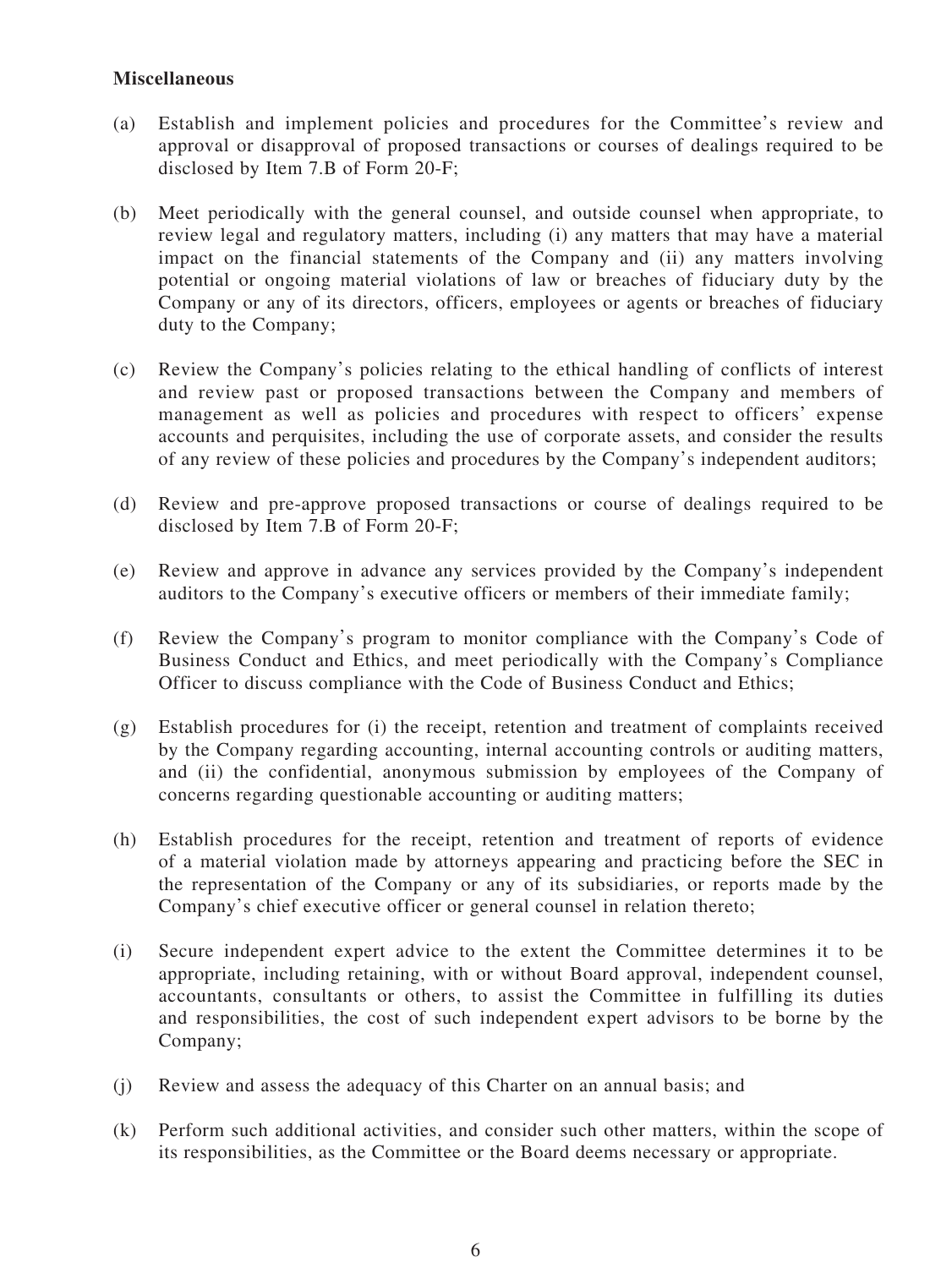**Miscellaneous**

(a) Establish and implement policies and procedures for the Committee's review and approval or disapproval of proposed transactions or courses of dealings required to be disclosed by Item 7.B of Form 20-F;

(b) Meet periodically with the general counsel, and outside counsel when appropriate, to review legal and regulatory matters, including (i) any matters that may have a material impact on the financial statements of the Company and (ii) any matters involving potential or ongoing material violations of law or breaches of fiduciary duty by the Company or any of its directors, officers, employees or agents or breaches of fiduciary duty to the Company;

(c) Review the Company's policies relating to the ethical handling of conflicts of interest and review past or proposed transactions between the Company and members of management as well as policies and procedures with respect to officers' expense accounts and perquisites, including the use of corporate assets, and consider the results of any review of these policies and procedures by the Company's independent auditors;

(d) Review and pre-approve proposed transactions or course of dealings required to be disclosed by Item 7.B of Form 20-F;

(e) Review and approve in advance any services provided by the Company's independent auditors to the Company's executive officers or members of their immediate family;

(f) Review the Company's program to monitor compliance with the Company's Code of Business Conduct and Ethics, and meet periodically with the Company's Compliance Officer to discuss compliance with the Code of Business Conduct and Ethics;

(g) Establish procedures for (i) the receipt, retention and treatment of complaints received by the Company regarding accounting, internal accounting controls or auditing matters, and (ii) the confidential, anonymous submission by employees of the Company of concerns regarding questionable accounting or auditing matters;

(h) Establish procedures for the receipt, retention and treatment of reports of evidence of a material violation made by attorneys appearing and practicing before the SEC in the representation of the Company or any of its subsidiaries, or reports made by the Company's chief executive officer or general counsel in relation thereto;

(i) Secure independent expert advice to the extent the Committee determines it to be appropriate, including retaining, with or without Board approval, independent counsel, accountants, consultants or others, to assist the Committee in fulfilling its duties and responsibilities, the cost of such independent expert advisors to be borne by the Company;

(j) Review and assess the adequacy of this Charter on an annual basis; and

(k) Perform such additional activities, and consider such other matters, within the scope of its responsibilities, as the Committee or the Board deems necessary or appropriate.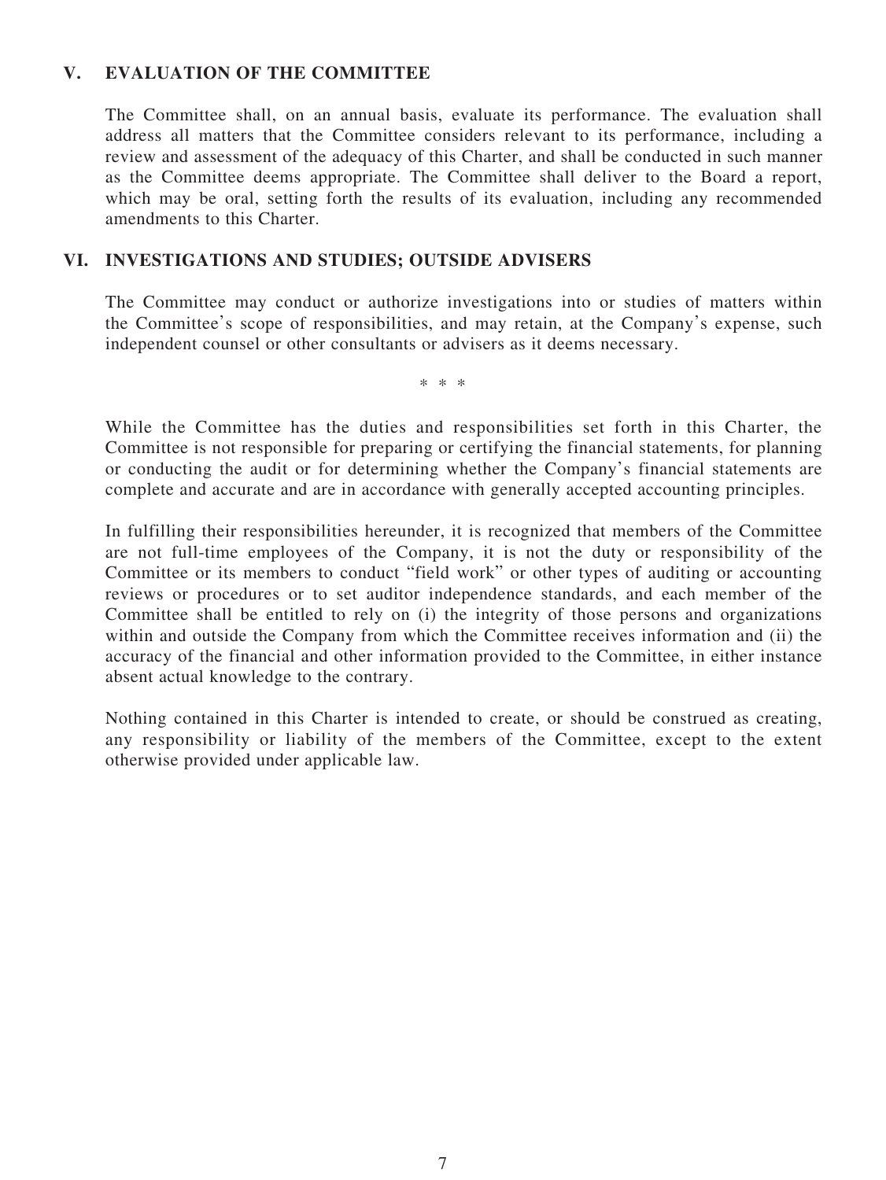## V. EVALUATION OF THE COMMITTEE

The Committee shall, on an annual basis, evaluate its performance. The evaluation shall address all matters that the Committee considers relevant to its performance, including a review and assessment of the adequacy of this Charter, and shall be conducted in such manner as the Committee deems appropriate. The Committee shall deliver to the Board a report, which may be oral, setting forth the results of its evaluation, including any recommended amendments to this Charter.

## VI. INVESTIGATIONS AND STUDIES; OUTSIDE ADVISERS

The Committee may conduct or authorize investigations into or studies of matters within the Committee's scope of responsibilities, and may retain, at the Company's expense, such independent counsel or other consultants or advisers as it deems necessary.

\* \* \*

While the Committee has the duties and responsibilities set forth in this Charter, the Committee is not responsible for preparing or certifying the financial statements, for planning or conducting the audit or for determining whether the Company's financial statements are complete and accurate and are in accordance with generally accepted accounting principles.

In fulfilling their responsibilities hereunder, it is recognized that members of the Committee are not full-time employees of the Company, it is not the duty or responsibility of the Committee or its members to conduct "field work" or other types of auditing or accounting reviews or procedures or to set auditor independence standards, and each member of the Committee shall be entitled to rely on (i) the integrity of those persons and organizations within and outside the Company from which the Committee receives information and (ii) the accuracy of the financial and other information provided to the Committee, in either instance absent actual knowledge to the contrary.

Nothing contained in this Charter is intended to create, or should be construed as creating, any responsibility or liability of the members of the Committee, except to the extent otherwise provided under applicable law.